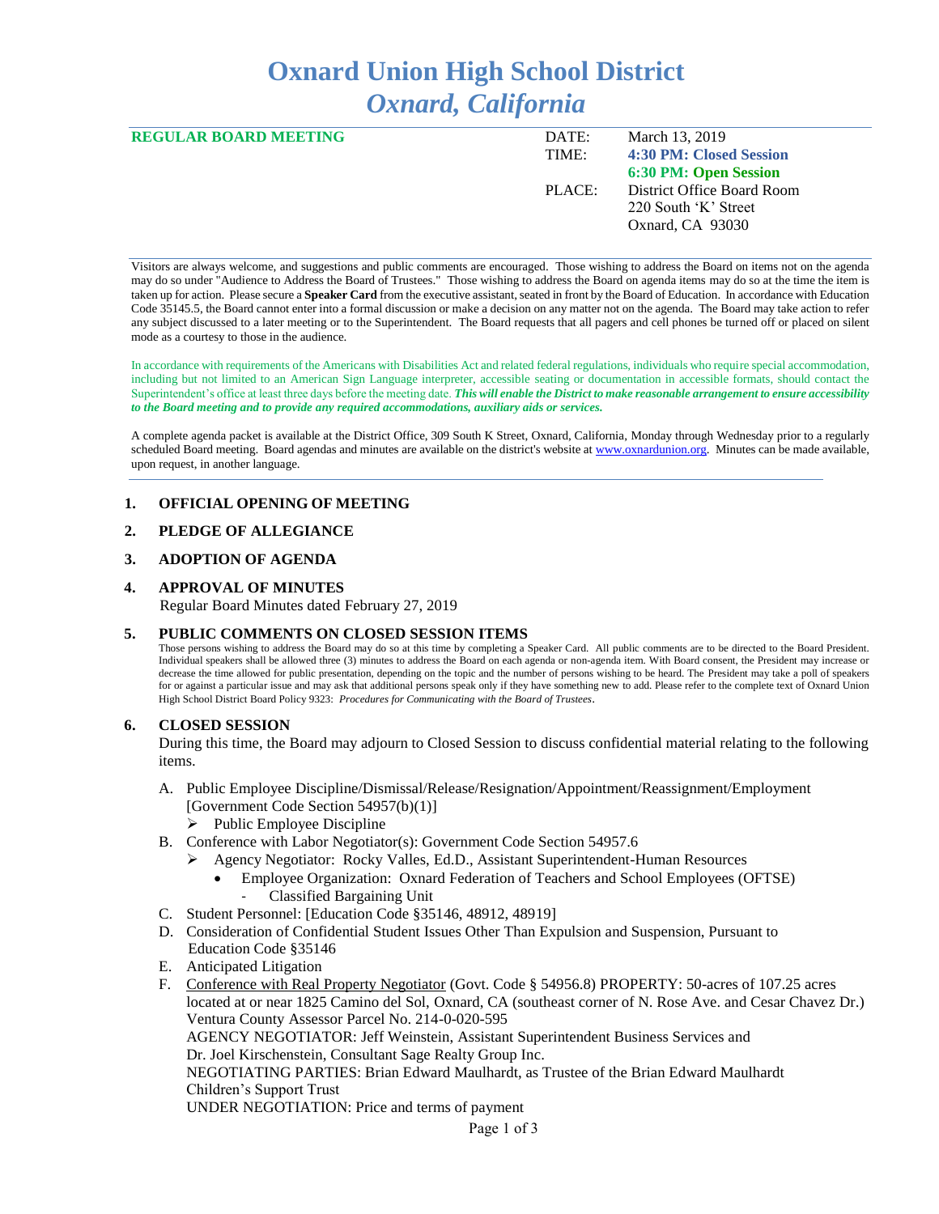# Oxnard Union High School District
## *Oxnard, California*

**REGULAR BOARD MEETING**

| | |
|---|---|
| DATE: | March 13, 2019 |
| TIME: | **4:30 PM: Closed Session** |
| | **6:30 PM: Open Session** |
| PLACE: | District Office Board Room |
| | 220 South 'K' Street |
| | Oxnard, CA 93030 |

Visitors are always welcome, and suggestions and public comments are encouraged. Those wishing to address the Board on items not on the agenda may do so under "Audience to Address the Board of Trustees." Those wishing to address the Board on agenda items may do so at the time the item is taken up for action. Please secure a **Speaker Card** from the executive assistant, seated in front by the Board of Education. In accordance with Education Code 35145.5, the Board cannot enter into a formal discussion or make a decision on any matter not on the agenda. The Board may take action to refer any subject discussed to a later meeting or to the Superintendent. The Board requests that all pagers and cell phones be turned off or placed on silent mode as a courtesy to those in the audience.

In accordance with requirements of the Americans with Disabilities Act and related federal regulations, individuals who require special accommodation, including but not limited to an American Sign Language interpreter, accessible seating or documentation in accessible formats, should contact the Superintendent's office at least three days before the meeting date. ***This will enable the District to make reasonable arrangement to ensure accessibility to the Board meeting and to provide any required accommodations, auxiliary aids or services.***

A complete agenda packet is available at the District Office, 309 South K Street, Oxnard, California, Monday through Wednesday prior to a regularly scheduled Board meeting. Board agendas and minutes are available on the district's website at www.oxnardunion.org. Minutes can be made available, upon request, in another language.

1. **OFFICIAL OPENING OF MEETING**

2. **PLEDGE OF ALLEGIANCE**

3. **ADOPTION OF AGENDA**

4. **APPROVAL OF MINUTES**
   Regular Board Minutes dated February 27, 2019

5. **PUBLIC COMMENTS ON CLOSED SESSION ITEMS**
   Those persons wishing to address the Board may do so at this time by completing a Speaker Card. All public comments are to be directed to the Board President. Individual speakers shall be allowed three (3) minutes to address the Board on each agenda or non-agenda item. With Board consent, the President may increase or decrease the time allowed for public presentation, depending on the topic and the number of persons wishing to be heard. The President may take a poll of speakers for or against a particular issue and may ask that additional persons speak only if they have something new to add. Please refer to the complete text of Oxnard Union High School District Board Policy 9323: *Procedures for Communicating with the Board of Trustees*.

6. **CLOSED SESSION**
   During this time, the Board may adjourn to Closed Session to discuss confidential material relating to the following items.

   A. Public Employee Discipline/Dismissal/Release/Resignation/Appointment/Reassignment/Employment [Government Code Section 54957(b)(1)]
      - Public Employee Discipline
   
   B. Conference with Labor Negotiator(s): Government Code Section 54957.6
      - Agency Negotiator: Rocky Valles, Ed.D., Assistant Superintendent-Human Resources
        - Employee Organization: Oxnard Federation of Teachers and School Employees (OFTSE)
          - Classified Bargaining Unit
   
   C. Student Personnel: [Education Code §35146, 48912, 48919]
   
   D. Consideration of Confidential Student Issues Other Than Expulsion and Suspension, Pursuant to Education Code §35146
   
   E. Anticipated Litigation
   
   F. Conference with Real Property Negotiator (Govt. Code § 54956.8) PROPERTY: 50-acres of 107.25 acres located at or near 1825 Camino del Sol, Oxnard, CA (southeast corner of N. Rose Ave. and Cesar Chavez Dr.) Ventura County Assessor Parcel No. 214-0-020-595
      AGENCY NEGOTIATOR: Jeff Weinstein, Assistant Superintendent Business Services and Dr. Joel Kirschenstein, Consultant Sage Realty Group Inc.
      NEGOTIATING PARTIES: Brian Edward Maulhardt, as Trustee of the Brian Edward Maulhardt Children's Support Trust
      UNDER NEGOTIATION: Price and terms of payment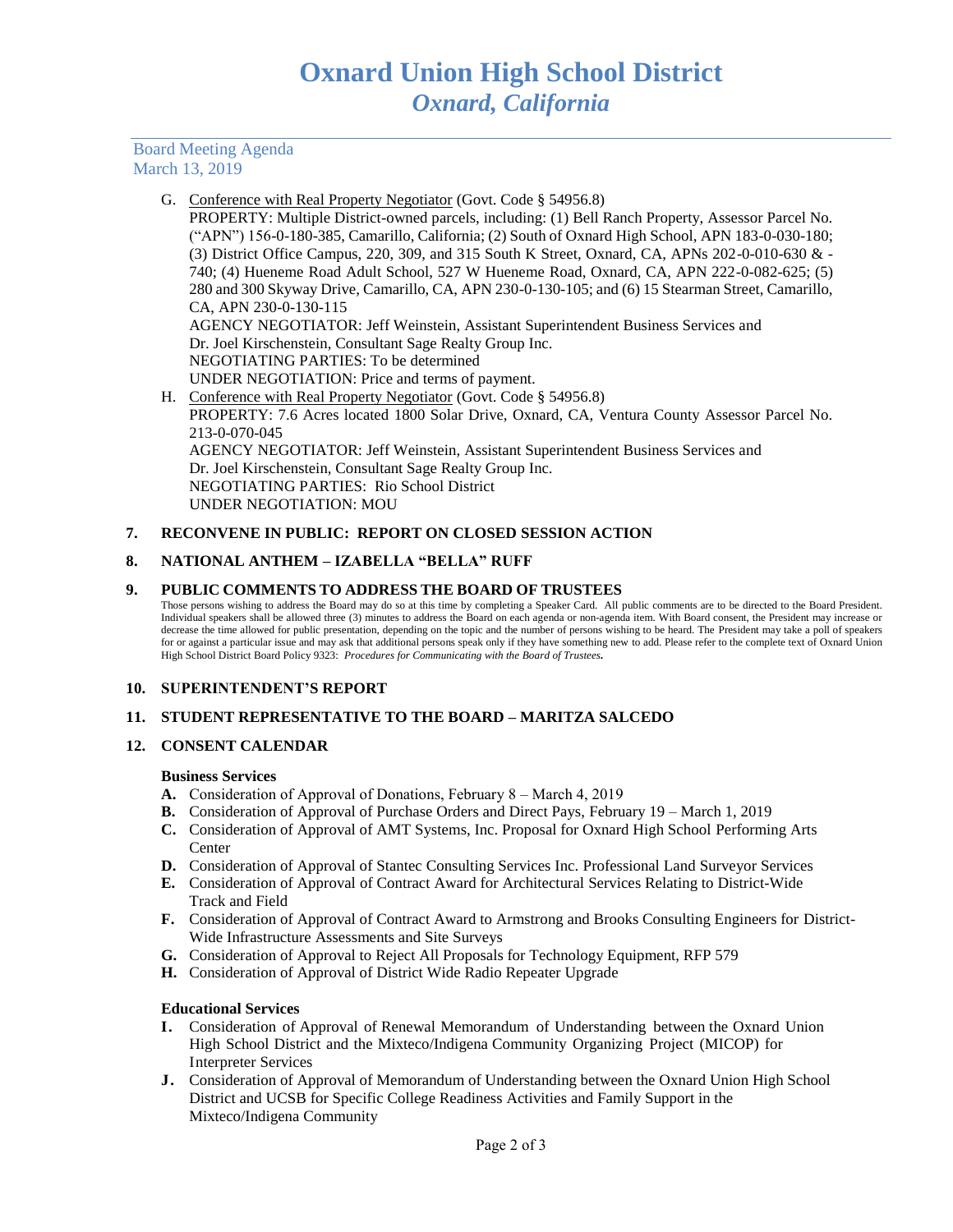G. Conference with Real Property Negotiator (Govt. Code § 54956.8)
PROPERTY: Multiple District-owned parcels, including: (1) Bell Ranch Property, Assessor Parcel No. ("APN") 156-0-180-385, Camarillo, California; (2) South of Oxnard High School, APN 183-0-030-180; (3) District Office Campus, 220, 309, and 315 South K Street, Oxnard, CA, APNs 202-0-010-630 & -740; (4) Hueneme Road Adult School, 527 W Hueneme Road, Oxnard, CA, APN 222-0-082-625; (5) 280 and 300 Skyway Drive, Camarillo, CA, APN 230-0-130-105; and (6) 15 Stearman Street, Camarillo, CA, APN 230-0-130-115
AGENCY NEGOTIATOR: Jeff Weinstein, Assistant Superintendent Business Services and Dr. Joel Kirschenstein, Consultant Sage Realty Group Inc.
NEGOTIATING PARTIES: To be determined
UNDER NEGOTIATION: Price and terms of payment.

H. Conference with Real Property Negotiator (Govt. Code § 54956.8)
PROPERTY: 7.6 Acres located 1800 Solar Drive, Oxnard, CA, Ventura County Assessor Parcel No. 213-0-070-045
AGENCY NEGOTIATOR: Jeff Weinstein, Assistant Superintendent Business Services and Dr. Joel Kirschenstein, Consultant Sage Realty Group Inc.
NEGOTIATING PARTIES: Rio School District
UNDER NEGOTIATION: MOU

**7. RECONVENE IN PUBLIC: REPORT ON CLOSED SESSION ACTION**

**8. NATIONAL ANTHEM – IZABELLA "BELLA" RUFF**

**9. PUBLIC COMMENTS TO ADDRESS THE BOARD OF TRUSTEES**

Those persons wishing to address the Board may do so at this time by completing a Speaker Card. All public comments are to be directed to the Board President. Individual speakers shall be allowed three (3) minutes to address the Board on each agenda or non-agenda item. With Board consent, the President may increase or decrease the time allowed for public presentation, depending on the topic and the number of persons wishing to be heard. The President may take a poll of speakers for or against a particular issue and may ask that additional persons speak only if they have something new to add. Please refer to the complete text of Oxnard Union High School District Board Policy 9323: *Procedures for Communicating with the Board of Trustees***.**

**10. SUPERINTENDENT'S REPORT**

**11. STUDENT REPRESENTATIVE TO THE BOARD – MARITZA SALCEDO**

**12. CONSENT CALENDAR**

**Business Services**

**A.** Consideration of Approval of Donations, February 8 – March 4, 2019
**B.** Consideration of Approval of Purchase Orders and Direct Pays, February 19 – March 1, 2019
**C.** Consideration of Approval of AMT Systems, Inc. Proposal for Oxnard High School Performing Arts Center
**D.** Consideration of Approval of Stantec Consulting Services Inc. Professional Land Surveyor Services
**E.** Consideration of Approval of Contract Award for Architectural Services Relating to District-Wide Track and Field
**F.** Consideration of Approval of Contract Award to Armstrong and Brooks Consulting Engineers for District-Wide Infrastructure Assessments and Site Surveys
**G.** Consideration of Approval to Reject All Proposals for Technology Equipment, RFP 579
**H.** Consideration of Approval of District Wide Radio Repeater Upgrade

**Educational Services**

**I.** Consideration of Approval of Renewal Memorandum of Understanding between the Oxnard Union High School District and the Mixteco/Indigena Community Organizing Project (MICOP) for Interpreter Services
**J.** Consideration of Approval of Memorandum of Understanding between the Oxnard Union High School District and UCSB for Specific College Readiness Activities and Family Support in the Mixteco/Indigena Community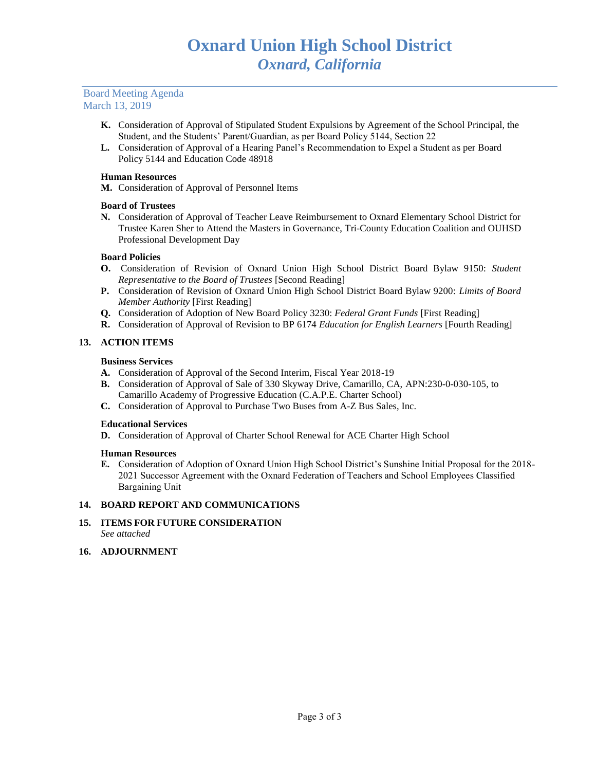- **K.** Consideration of Approval of Stipulated Student Expulsions by Agreement of the School Principal, the Student, and the Students' Parent/Guardian, as per Board Policy 5144, Section 22
- **L.** Consideration of Approval of a Hearing Panel's Recommendation to Expel a Student as per Board Policy 5144 and Education Code 48918

**Human Resources**

- **M.** Consideration of Approval of Personnel Items

**Board of Trustees**

- **N.** Consideration of Approval of Teacher Leave Reimbursement to Oxnard Elementary School District for Trustee Karen Sher to Attend the Masters in Governance, Tri-County Education Coalition and OUHSD Professional Development Day

**Board Policies**

- **O.** Consideration of Revision of Oxnard Union High School District Board Bylaw 9150: *Student Representative to the Board of Trustees* [Second Reading]
- **P.** Consideration of Revision of Oxnard Union High School District Board Bylaw 9200: *Limits of Board Member Authority* [First Reading]
- **Q.** Consideration of Adoption of New Board Policy 3230: *Federal Grant Funds* [First Reading]
- **R.** Consideration of Approval of Revision to BP 6174 *Education for English Learners* [Fourth Reading]

## 13. ACTION ITEMS

**Business Services**

- **A.** Consideration of Approval of the Second Interim, Fiscal Year 2018-19
- **B.** Consideration of Approval of Sale of 330 Skyway Drive, Camarillo, CA, APN:230-0-030-105, to Camarillo Academy of Progressive Education (C.A.P.E. Charter School)
- **C.** Consideration of Approval to Purchase Two Buses from A-Z Bus Sales, Inc.

**Educational Services**

- **D.** Consideration of Approval of Charter School Renewal for ACE Charter High School

**Human Resources**

- **E.** Consideration of Adoption of Oxnard Union High School District's Sunshine Initial Proposal for the 2018-2021 Successor Agreement with the Oxnard Federation of Teachers and School Employees Classified Bargaining Unit

## 14. BOARD REPORT AND COMMUNICATIONS

## 15. ITEMS FOR FUTURE CONSIDERATION

*See attached*

## 16. ADJOURNMENT